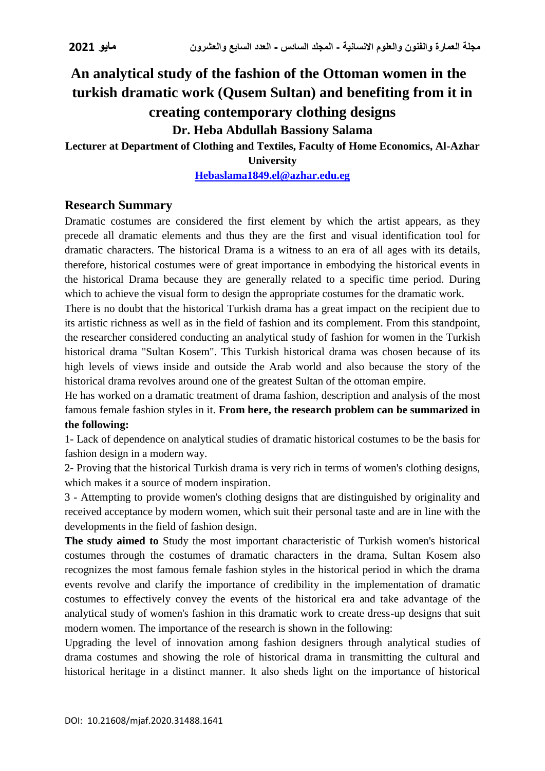# An analytical study of the fashion of the Ottoman women in the turkish dramatic work (Qusem Sultan) and benefiting from it in creating contemporary clothing designs

**Dr. Heba Abdullah Bassiony Salama**

**Lecturer at Department of Clothing and Textiles, Faculty of Home Economics, Al-Azhar University**

**Hebaslama1849.el@azhar.edu.eg**

## Research Summary

Dramatic costumes are considered the first element by which the artist appears, as they precede all dramatic elements and thus they are the first and visual identification tool for dramatic characters. The historical Drama is a witness to an era of all ages with its details, therefore, historical costumes were of great importance in embodying the historical events in the historical Drama because they are generally related to a specific time period. During which to achieve the visual form to design the appropriate costumes for the dramatic work.

There is no doubt that the historical Turkish drama has a great impact on the recipient due to its artistic richness as well as in the field of fashion and its complement. From this standpoint, the researcher considered conducting an analytical study of fashion for women in the Turkish historical drama "Sultan Kosem". This Turkish historical drama was chosen because of its high levels of views inside and outside the Arab world and also because the story of the historical drama revolves around one of the greatest Sultan of the ottoman empire.

He has worked on a dramatic treatment of drama fashion, description and analysis of the most famous female fashion styles in it. **From here, the research problem can be summarized in the following:**

1- Lack of dependence on analytical studies of dramatic historical costumes to be the basis for fashion design in a modern way.

2- Proving that the historical Turkish drama is very rich in terms of women's clothing designs, which makes it a source of modern inspiration.

3 - Attempting to provide women's clothing designs that are distinguished by originality and received acceptance by modern women, which suit their personal taste and are in line with the developments in the field of fashion design.

**The study aimed to** Study the most important characteristic of Turkish women's historical costumes through the costumes of dramatic characters in the drama, Sultan Kosem also recognizes the most famous female fashion styles in the historical period in which the drama events revolve and clarify the importance of credibility in the implementation of dramatic costumes to effectively convey the events of the historical era and take advantage of the analytical study of women's fashion in this dramatic work to create dress-up designs that suit modern women. The importance of the research is shown in the following:

Upgrading the level of innovation among fashion designers through analytical studies of drama costumes and showing the role of historical drama in transmitting the cultural and historical heritage in a distinct manner. It also sheds light on the importance of historical

DOI: 10.21608/mjaf.2020.31488.1641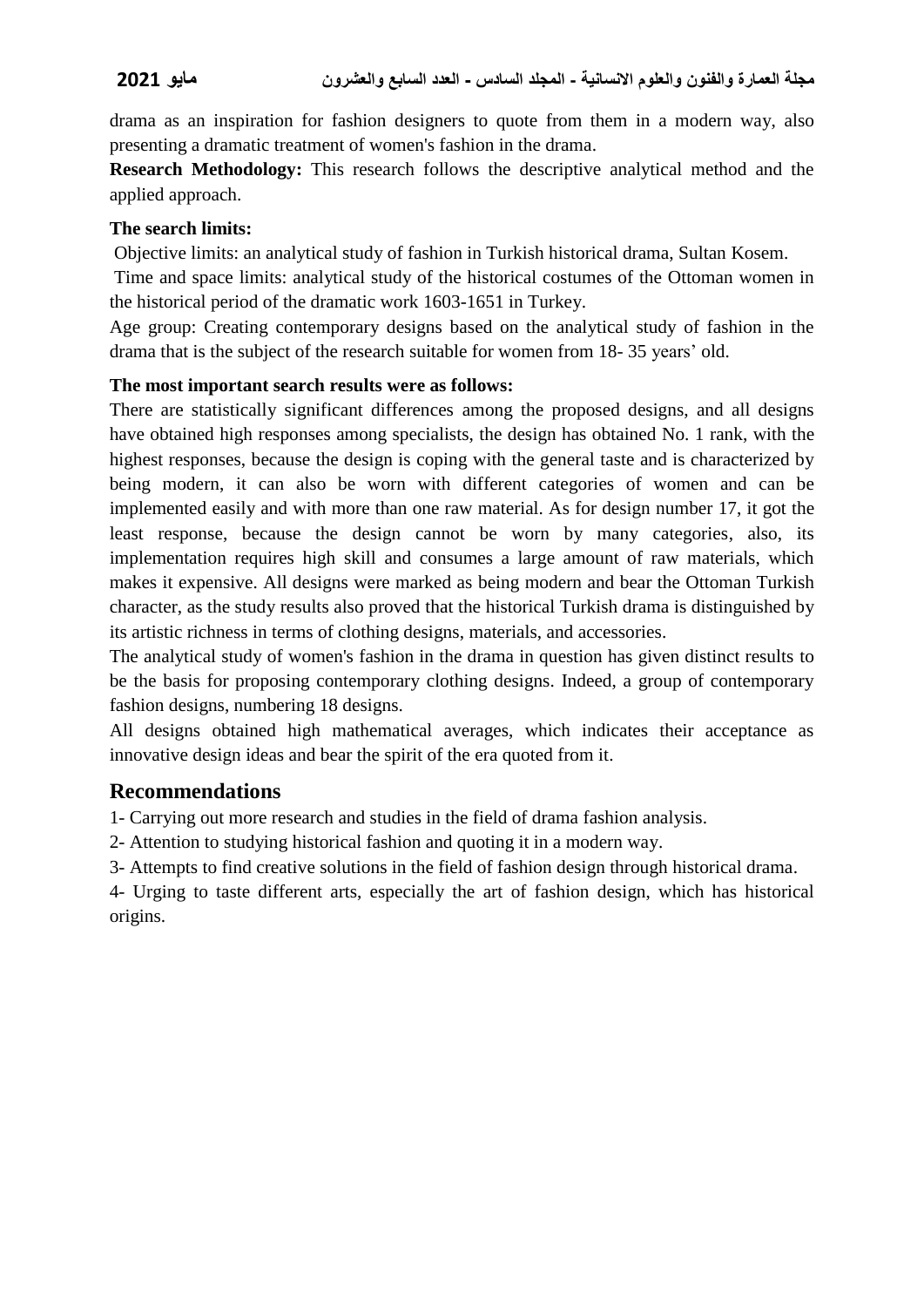drama as an inspiration for fashion designers to quote from them in a modern way, also presenting a dramatic treatment of women's fashion in the drama.

**Research Methodology:** This research follows the descriptive analytical method and the applied approach.

**The search limits:**

Objective limits: an analytical study of fashion in Turkish historical drama, Sultan Kosem.

Time and space limits: analytical study of the historical costumes of the Ottoman women in the historical period of the dramatic work 1603-1651 in Turkey.

Age group: Creating contemporary designs based on the analytical study of fashion in the drama that is the subject of the research suitable for women from 18- 35 years' old.

**The most important search results were as follows:**

There are statistically significant differences among the proposed designs, and all designs have obtained high responses among specialists, the design has obtained No. 1 rank, with the highest responses, because the design is coping with the general taste and is characterized by being modern, it can also be worn with different categories of women and can be implemented easily and with more than one raw material. As for design number 17, it got the least response, because the design cannot be worn by many categories, also, its implementation requires high skill and consumes a large amount of raw materials, which makes it expensive. All designs were marked as being modern and bear the Ottoman Turkish character, as the study results also proved that the historical Turkish drama is distinguished by its artistic richness in terms of clothing designs, materials, and accessories.

The analytical study of women's fashion in the drama in question has given distinct results to be the basis for proposing contemporary clothing designs. Indeed, a group of contemporary fashion designs, numbering 18 designs.

All designs obtained high mathematical averages, which indicates their acceptance as innovative design ideas and bear the spirit of the era quoted from it.

## Recommendations

1- Carrying out more research and studies in the field of drama fashion analysis.

2- Attention to studying historical fashion and quoting it in a modern way.

3- Attempts to find creative solutions in the field of fashion design through historical drama.

4- Urging to taste different arts, especially the art of fashion design, which has historical origins.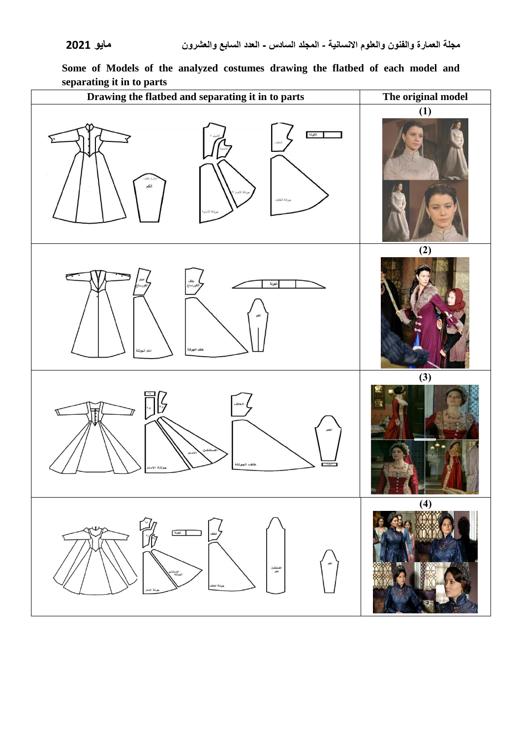**Some of Models of the analyzed costumes drawing the flatbed of each model and separating it in to parts**

| Drawing the flatbed and separating it in to parts | The original model |
|---|---|
| | (1) |
| | (2) |
| | (3) |
| | (4) |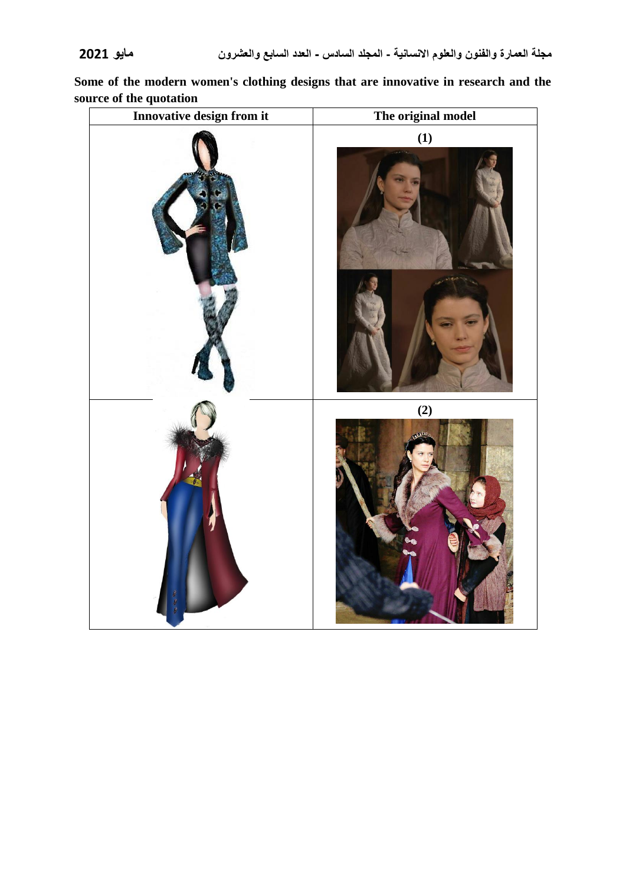**Some of the modern women's clothing designs that are innovative in research and the source of the quotation**

| Innovative design from it | The original model |
| --- | --- |
| | (1) |
| | (2) |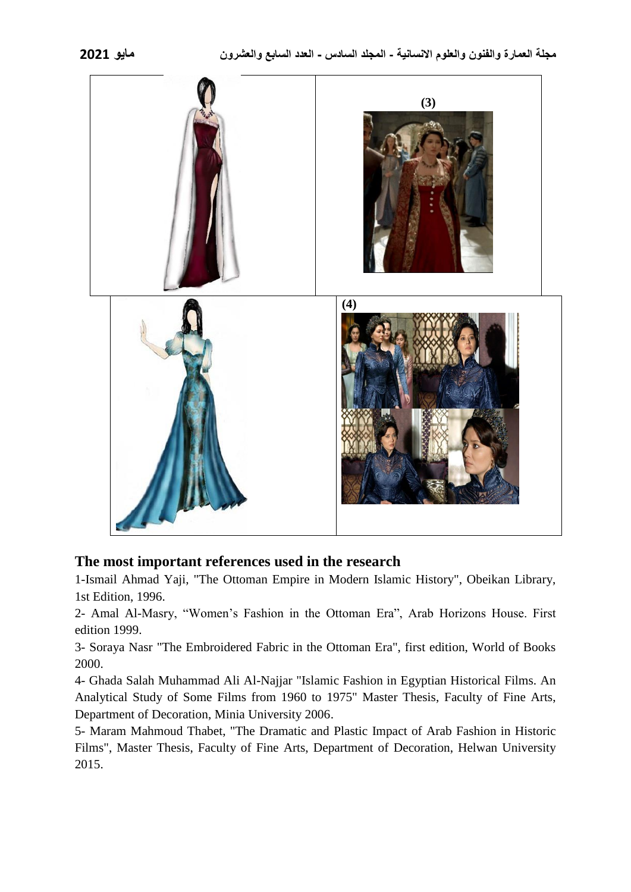(3)

(4)

## The most important references used in the research

1-Ismail Ahmad Yaji, "The Ottoman Empire in Modern Islamic History", Obeikan Library, 1st Edition, 1996.

2- Amal Al-Masry, “Women’s Fashion in the Ottoman Era”, Arab Horizons House. First edition 1999.

3- Soraya Nasr "The Embroidered Fabric in the Ottoman Era", first edition, World of Books 2000.

4- Ghada Salah Muhammad Ali Al-Najjar "Islamic Fashion in Egyptian Historical Films. An Analytical Study of Some Films from 1960 to 1975" Master Thesis, Faculty of Fine Arts, Department of Decoration, Minia University 2006.

5- Maram Mahmoud Thabet, "The Dramatic and Plastic Impact of Arab Fashion in Historic Films", Master Thesis, Faculty of Fine Arts, Department of Decoration, Helwan University 2015.